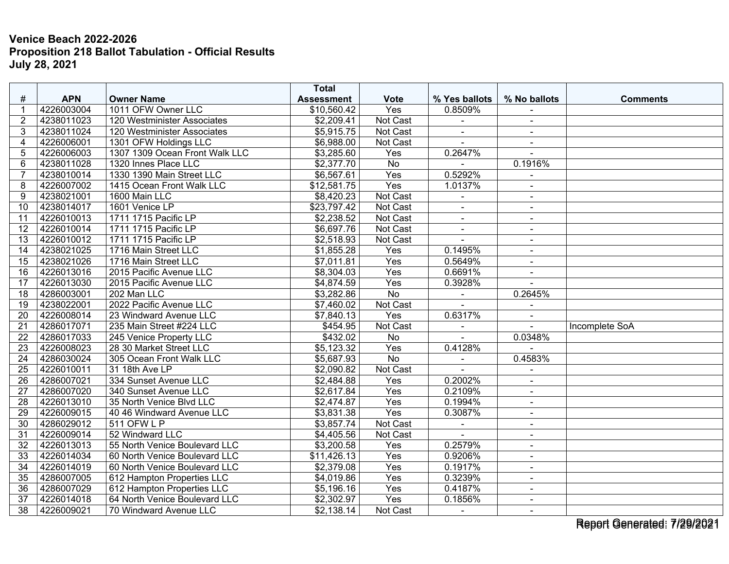**Venice Beach 2022-2026**
**Proposition 218 Ballot Tabulation - Official Results**
**July 28, 2021**

| # | APN | Owner Name | Total Assessment | Vote | % Yes ballots | % No ballots | Comments |
|---|---|---|---|---|---|---|---|
| 1 | 4226003004 | 1011 OFW Owner LLC | $10,560.42 | Yes | 0.8509% | - | |
| 2 | 4238011023 | 120 Westminister Associates | $2,209.41 | Not Cast | - | - | |
| 3 | 4238011024 | 120 Westminister Associates | $5,915.75 | Not Cast | - | - | |
| 4 | 4226006001 | 1301 OFW Holdings LLC | $6,988.00 | Not Cast | - | - | |
| 5 | 4226006003 | 1307 1309 Ocean Front Walk LLC | $3,285.60 | Yes | 0.2647% | - | |
| 6 | 4238011028 | 1320 Innes Place LLC | $2,377.70 | No | - | 0.1916% | |
| 7 | 4238010014 | 1330 1390 Main Street LLC | $6,567.61 | Yes | 0.5292% | - | |
| 8 | 4226007002 | 1415 Ocean Front Walk LLC | $12,581.75 | Yes | 1.0137% | - | |
| 9 | 4238021001 | 1600 Main LLC | $8,420.23 | Not Cast | - | - | |
| 10 | 4238014017 | 1601 Venice LP | $23,797.42 | Not Cast | - | - | |
| 11 | 4226010013 | 1711 1715 Pacific LP | $2,238.52 | Not Cast | - | - | |
| 12 | 4226010014 | 1711 1715 Pacific LP | $6,697.76 | Not Cast | - | - | |
| 13 | 4226010012 | 1711 1715 Pacific LP | $2,518.93 | Not Cast | - | - | |
| 14 | 4238021025 | 1716 Main Street LLC | $1,855.28 | Yes | 0.1495% | - | |
| 15 | 4238021026 | 1716 Main Street LLC | $7,011.81 | Yes | 0.5649% | - | |
| 16 | 4226013016 | 2015 Pacific Avenue LLC | $8,304.03 | Yes | 0.6691% | - | |
| 17 | 4226013030 | 2015 Pacific Avenue LLC | $4,874.59 | Yes | 0.3928% | - | |
| 18 | 4286003001 | 202 Man LLC | $3,282.86 | No | - | 0.2645% | |
| 19 | 4238022001 | 2022 Pacific Avenue LLC | $7,460.02 | Not Cast | - | - | |
| 20 | 4226008014 | 23 Windward Avenue LLC | $7,840.13 | Yes | 0.6317% | - | |
| 21 | 4286017071 | 235 Main Street #224 LLC | $454.95 | Not Cast | - | - | Incomplete SoA |
| 22 | 4286017033 | 245 Venice Property LLC | $432.02 | No | - | 0.0348% | |
| 23 | 4226008023 | 28 30 Market Street LLC | $5,123.32 | Yes | 0.4128% | - | |
| 24 | 4286030024 | 305 Ocean Front Walk LLC | $5,687.93 | No | - | 0.4583% | |
| 25 | 4226010011 | 31 18th Ave LP | $2,090.82 | Not Cast | - | - | |
| 26 | 4286007021 | 334 Sunset Avenue LLC | $2,484.88 | Yes | 0.2002% | - | |
| 27 | 4286007020 | 340 Sunset Avenue LLC | $2,617.84 | Yes | 0.2109% | - | |
| 28 | 4226013010 | 35 North Venice Blvd LLC | $2,474.87 | Yes | 0.1994% | - | |
| 29 | 4226009015 | 40 46 Windward Avenue LLC | $3,831.38 | Yes | 0.3087% | - | |
| 30 | 4286029012 | 511 OFW L P | $3,857.74 | Not Cast | - | - | |
| 31 | 4226009014 | 52 Windward LLC | $4,405.56 | Not Cast | - | - | |
| 32 | 4226013013 | 55 North Venice Boulevard LLC | $3,200.58 | Yes | 0.2579% | - | |
| 33 | 4226014034 | 60 North Venice Boulevard LLC | $11,426.13 | Yes | 0.9206% | - | |
| 34 | 4226014019 | 60 North Venice Boulevard LLC | $2,379.08 | Yes | 0.1917% | - | |
| 35 | 4286007005 | 612 Hampton Properties LLC | $4,019.86 | Yes | 0.3239% | - | |
| 36 | 4286007029 | 612 Hampton Properties LLC | $5,196.16 | Yes | 0.4187% | - | |
| 37 | 4226014018 | 64 North Venice Boulevard LLC | $2,302.97 | Yes | 0.1856% | - | |
| 38 | 4226009021 | 70 Windward Avenue LLC | $2,138.14 | Not Cast | - | - | |

Report Generated: 7/29/2021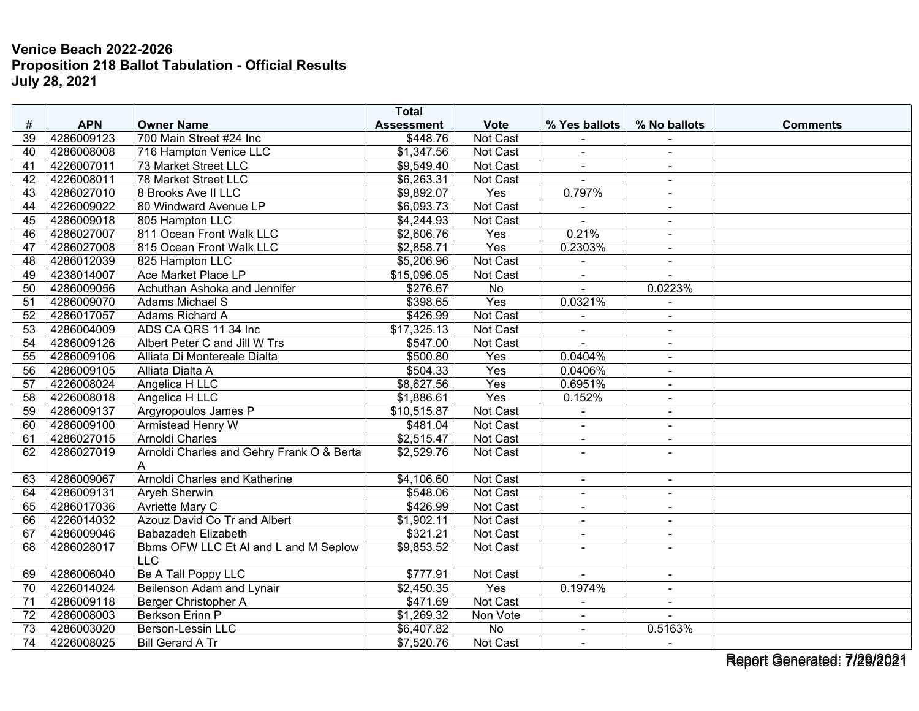**Venice Beach 2022-2026**
**Proposition 218 Ballot Tabulation - Official Results**
**July 28, 2021**

| # | APN | Owner Name | Total Assessment | Vote | % Yes ballots | % No ballots | Comments |
|---|---|---|---|---|---|---|---|
| 39 | 4286009123 | 700 Main Street #24 Inc | $448.76 | Not Cast | - | - | |
| 40 | 4286008008 | 716 Hampton Venice LLC | $1,347.56 | Not Cast | - | - | |
| 41 | 4226007011 | 73 Market Street LLC | $9,549.40 | Not Cast | - | - | |
| 42 | 4226008011 | 78 Market Street LLC | $6,263.31 | Not Cast | - | - | |
| 43 | 4286027010 | 8 Brooks Ave II LLC | $9,892.07 | Yes | 0.797% | - | |
| 44 | 4226009022 | 80 Windward Avenue LP | $6,093.73 | Not Cast | - | - | |
| 45 | 4286009018 | 805 Hampton LLC | $4,244.93 | Not Cast | - | - | |
| 46 | 4286027007 | 811 Ocean Front Walk LLC | $2,606.76 | Yes | 0.21% | - | |
| 47 | 4286027008 | 815 Ocean Front Walk LLC | $2,858.71 | Yes | 0.2303% | - | |
| 48 | 4286012039 | 825 Hampton LLC | $5,206.96 | Not Cast | - | - | |
| 49 | 4238014007 | Ace Market Place LP | $15,096.05 | Not Cast | - | - | |
| 50 | 4286009056 | Achuthan Ashoka and Jennifer | $276.67 | No | - | 0.0223% | |
| 51 | 4286009070 | Adams Michael S | $398.65 | Yes | 0.0321% | - | |
| 52 | 4286017057 | Adams Richard A | $426.99 | Not Cast | - | - | |
| 53 | 4286004009 | ADS CA QRS 11 34 Inc | $17,325.13 | Not Cast | - | - | |
| 54 | 4286009126 | Albert Peter C and Jill W Trs | $547.00 | Not Cast | - | - | |
| 55 | 4286009106 | Alliata Di Montereale Dialta | $500.80 | Yes | 0.0404% | - | |
| 56 | 4286009105 | Alliata Dialta A | $504.33 | Yes | 0.0406% | - | |
| 57 | 4226008024 | Angelica H LLC | $8,627.56 | Yes | 0.6951% | - | |
| 58 | 4226008018 | Angelica H LLC | $1,886.61 | Yes | 0.152% | - | |
| 59 | 4286009137 | Argyropoulos James P | $10,515.87 | Not Cast | - | - | |
| 60 | 4286009100 | Armistead Henry W | $481.04 | Not Cast | - | - | |
| 61 | 4286027015 | Arnoldi Charles | $2,515.47 | Not Cast | - | - | |
| 62 | 4286027019 | Arnoldi Charles and Gehry Frank O & Berta A | $2,529.76 | Not Cast | - | - | |
| 63 | 4286009067 | Arnoldi Charles and Katherine | $4,106.60 | Not Cast | - | - | |
| 64 | 4286009131 | Aryeh Sherwin | $548.06 | Not Cast | - | - | |
| 65 | 4286017036 | Avriette Mary C | $426.99 | Not Cast | - | - | |
| 66 | 4226014032 | Azouz David Co Tr and Albert | $1,902.11 | Not Cast | - | - | |
| 67 | 4286009046 | Babazadeh Elizabeth | $321.21 | Not Cast | - | - | |
| 68 | 4286028017 | Bbms OFW LLC Et Al and L and M Seplow LLC | $9,853.52 | Not Cast | - | - | |
| 69 | 4286006040 | Be A Tall Poppy LLC | $777.91 | Not Cast | - | - | |
| 70 | 4226014024 | Beilenson Adam and Lynair | $2,450.35 | Yes | 0.1974% | - | |
| 71 | 4286009118 | Berger Christopher A | $471.69 | Not Cast | - | - | |
| 72 | 4286008003 | Berkson Erinn P | $1,269.32 | Non Vote | - | - | |
| 73 | 4286003020 | Berson-Lessin LLC | $6,407.82 | No | - | 0.5163% | |
| 74 | 4226008025 | Bill Gerard A Tr | $7,520.76 | Not Cast | - | - | |

Report Generated: 7/29/2021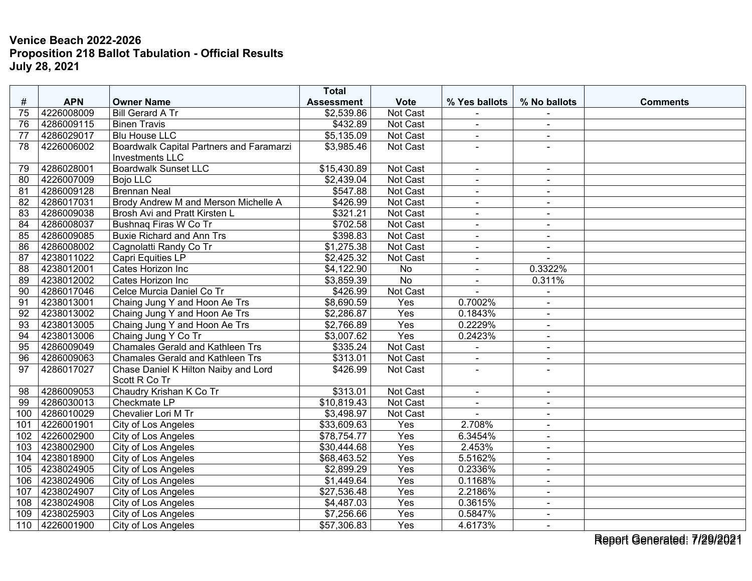**Venice Beach 2022-2026**
**Proposition 218 Ballot Tabulation - Official Results**
**July 28, 2021**

| # | APN | Owner Name | Total Assessment | Vote | % Yes ballots | % No ballots | Comments |
|---|---|---|---|---|---|---|---|
| 75 | 4226008009 | Bill Gerard A Tr | $2,539.86 | Not Cast | - | - | |
| 76 | 4286009115 | Binen Travis | $432.89 | Not Cast | - | - | |
| 77 | 4286029017 | Blu House LLC | $5,135.09 | Not Cast | - | - | |
| 78 | 4226006002 | Boardwalk Capital Partners and Faramarzi Investments LLC | $3,985.46 | Not Cast | - | - | |
| 79 | 4286028001 | Boardwalk Sunset LLC | $15,430.89 | Not Cast | - | - | |
| 80 | 4226007009 | Bojo LLC | $2,439.04 | Not Cast | - | - | |
| 81 | 4286009128 | Brennan Neal | $547.88 | Not Cast | - | - | |
| 82 | 4286017031 | Brody Andrew M and Merson Michelle A | $426.99 | Not Cast | - | - | |
| 83 | 4286009038 | Brosh Avi and Pratt Kirsten L | $321.21 | Not Cast | - | - | |
| 84 | 4286008037 | Bushnaq Firas W Co Tr | $702.58 | Not Cast | - | - | |
| 85 | 4286009085 | Buxie Richard and Ann Trs | $398.83 | Not Cast | - | - | |
| 86 | 4286008002 | Cagnolatti Randy Co Tr | $1,275.38 | Not Cast | - | - | |
| 87 | 4238011022 | Capri Equities LP | $2,425.32 | Not Cast | - | - | |
| 88 | 4238012001 | Cates Horizon Inc | $4,122.90 | No | - | 0.3322% | |
| 89 | 4238012002 | Cates Horizon Inc | $3,859.39 | No | - | 0.311% | |
| 90 | 4286017046 | Celce Murcia Daniel Co Tr | $426.99 | Not Cast | - | - | |
| 91 | 4238013001 | Chaing Jung Y and Hoon Ae Trs | $8,690.59 | Yes | 0.7002% | - | |
| 92 | 4238013002 | Chaing Jung Y and Hoon Ae Trs | $2,286.87 | Yes | 0.1843% | - | |
| 93 | 4238013005 | Chaing Jung Y and Hoon Ae Trs | $2,766.89 | Yes | 0.2229% | - | |
| 94 | 4238013006 | Chaing Jung Y Co Tr | $3,007.62 | Yes | 0.2423% | - | |
| 95 | 4286009049 | Chamales Gerald and Kathleen Trs | $335.24 | Not Cast | - | - | |
| 96 | 4286009063 | Chamales Gerald and Kathleen Trs | $313.01 | Not Cast | - | - | |
| 97 | 4286017027 | Chase Daniel K Hilton Naiby and Lord Scott R Co Tr | $426.99 | Not Cast | - | - | |
| 98 | 4286009053 | Chaudry Krishan K Co Tr | $313.01 | Not Cast | - | - | |
| 99 | 4286030013 | Checkmate LP | $10,819.43 | Not Cast | - | - | |
| 100 | 4286010029 | Chevalier Lori M Tr | $3,498.97 | Not Cast | - | - | |
| 101 | 4226001901 | City of Los Angeles | $33,609.63 | Yes | 2.708% | - | |
| 102 | 4226002900 | City of Los Angeles | $78,754.77 | Yes | 6.3454% | - | |
| 103 | 4238002900 | City of Los Angeles | $30,444.68 | Yes | 2.453% | - | |
| 104 | 4238018900 | City of Los Angeles | $68,463.52 | Yes | 5.5162% | - | |
| 105 | 4238024905 | City of Los Angeles | $2,899.29 | Yes | 0.2336% | - | |
| 106 | 4238024906 | City of Los Angeles | $1,449.64 | Yes | 0.1168% | - | |
| 107 | 4238024907 | City of Los Angeles | $27,536.48 | Yes | 2.2186% | - | |
| 108 | 4238024908 | City of Los Angeles | $4,487.03 | Yes | 0.3615% | - | |
| 109 | 4238025903 | City of Los Angeles | $7,256.66 | Yes | 0.5847% | - | |
| 110 | 4226001900 | City of Los Angeles | $57,306.83 | Yes | 4.6173% | - | |

Report Generated: 7/29/2021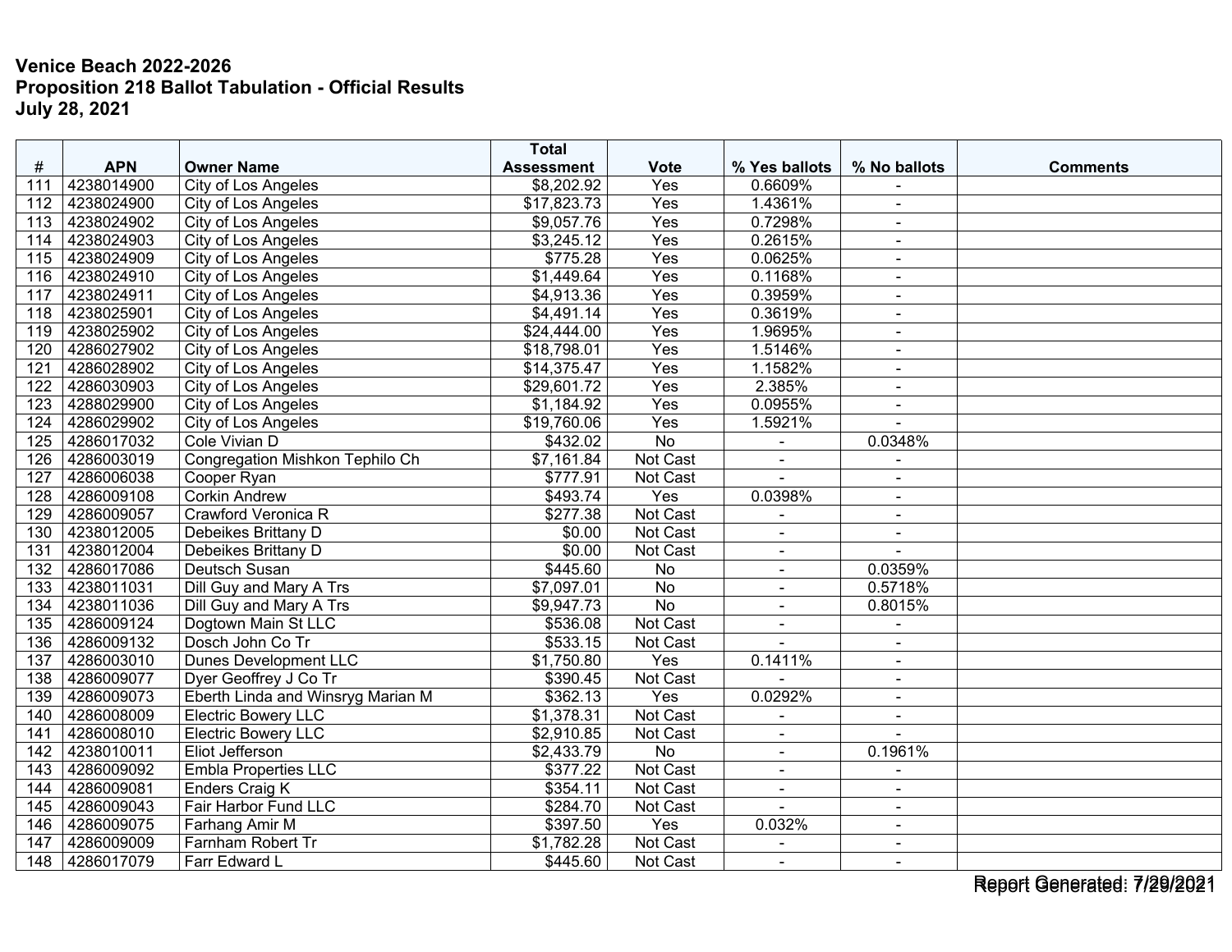**Venice Beach 2022-2026**
**Proposition 218 Ballot Tabulation - Official Results**
**July 28, 2021**

| # | APN | Owner Name | Total Assessment | Vote | % Yes ballots | % No ballots | Comments |
|---|---|---|---|---|---|---|---|
| 111 | 4238014900 | City of Los Angeles | $8,202.92 | Yes | 0.6609% | - | |
| 112 | 4238024900 | City of Los Angeles | $17,823.73 | Yes | 1.4361% | - | |
| 113 | 4238024902 | City of Los Angeles | $9,057.76 | Yes | 0.7298% | - | |
| 114 | 4238024903 | City of Los Angeles | $3,245.12 | Yes | 0.2615% | - | |
| 115 | 4238024909 | City of Los Angeles | $775.28 | Yes | 0.0625% | - | |
| 116 | 4238024910 | City of Los Angeles | $1,449.64 | Yes | 0.1168% | - | |
| 117 | 4238024911 | City of Los Angeles | $4,913.36 | Yes | 0.3959% | - | |
| 118 | 4238025901 | City of Los Angeles | $4,491.14 | Yes | 0.3619% | - | |
| 119 | 4238025902 | City of Los Angeles | $24,444.00 | Yes | 1.9695% | - | |
| 120 | 4286027902 | City of Los Angeles | $18,798.01 | Yes | 1.5146% | - | |
| 121 | 4286028902 | City of Los Angeles | $14,375.47 | Yes | 1.1582% | - | |
| 122 | 4286030903 | City of Los Angeles | $29,601.72 | Yes | 2.385% | - | |
| 123 | 4288029900 | City of Los Angeles | $1,184.92 | Yes | 0.0955% | - | |
| 124 | 4286029902 | City of Los Angeles | $19,760.06 | Yes | 1.5921% | - | |
| 125 | 4286017032 | Cole Vivian D | $432.02 | No | - | 0.0348% | |
| 126 | 4286003019 | Congregation Mishkon Tephilo Ch | $7,161.84 | Not Cast | - | - | |
| 127 | 4286006038 | Cooper Ryan | $777.91 | Not Cast | - | - | |
| 128 | 4286009108 | Corkin Andrew | $493.74 | Yes | 0.0398% | - | |
| 129 | 4286009057 | Crawford Veronica R | $277.38 | Not Cast | - | - | |
| 130 | 4238012005 | Debeikes Brittany D | $0.00 | Not Cast | - | - | |
| 131 | 4238012004 | Debeikes Brittany D | $0.00 | Not Cast | - | - | |
| 132 | 4286017086 | Deutsch Susan | $445.60 | No | - | 0.0359% | |
| 133 | 4238011031 | Dill Guy and Mary A Trs | $7,097.01 | No | - | 0.5718% | |
| 134 | 4238011036 | Dill Guy and Mary A Trs | $9,947.73 | No | - | 0.8015% | |
| 135 | 4286009124 | Dogtown Main St LLC | $536.08 | Not Cast | - | - | |
| 136 | 4286009132 | Dosch John Co Tr | $533.15 | Not Cast | - | - | |
| 137 | 4286003010 | Dunes Development LLC | $1,750.80 | Yes | 0.1411% | - | |
| 138 | 4286009077 | Dyer Geoffrey J Co Tr | $390.45 | Not Cast | - | - | |
| 139 | 4286009073 | Eberth Linda and Winsryg Marian M | $362.13 | Yes | 0.0292% | - | |
| 140 | 4286008009 | Electric Bowery LLC | $1,378.31 | Not Cast | - | - | |
| 141 | 4286008010 | Electric Bowery LLC | $2,910.85 | Not Cast | - | - | |
| 142 | 4238010011 | Eliot Jefferson | $2,433.79 | No | - | 0.1961% | |
| 143 | 4286009092 | Embla Properties LLC | $377.22 | Not Cast | - | - | |
| 144 | 4286009081 | Enders Craig K | $354.11 | Not Cast | - | - | |
| 145 | 4286009043 | Fair Harbor Fund LLC | $284.70 | Not Cast | - | - | |
| 146 | 4286009075 | Farhang Amir M | $397.50 | Yes | 0.032% | - | |
| 147 | 4286009009 | Farnham Robert Tr | $1,782.28 | Not Cast | - | - | |
| 148 | 4286017079 | Farr Edward L | $445.60 | Not Cast | - | - | |

Report Generated: 7/29/2021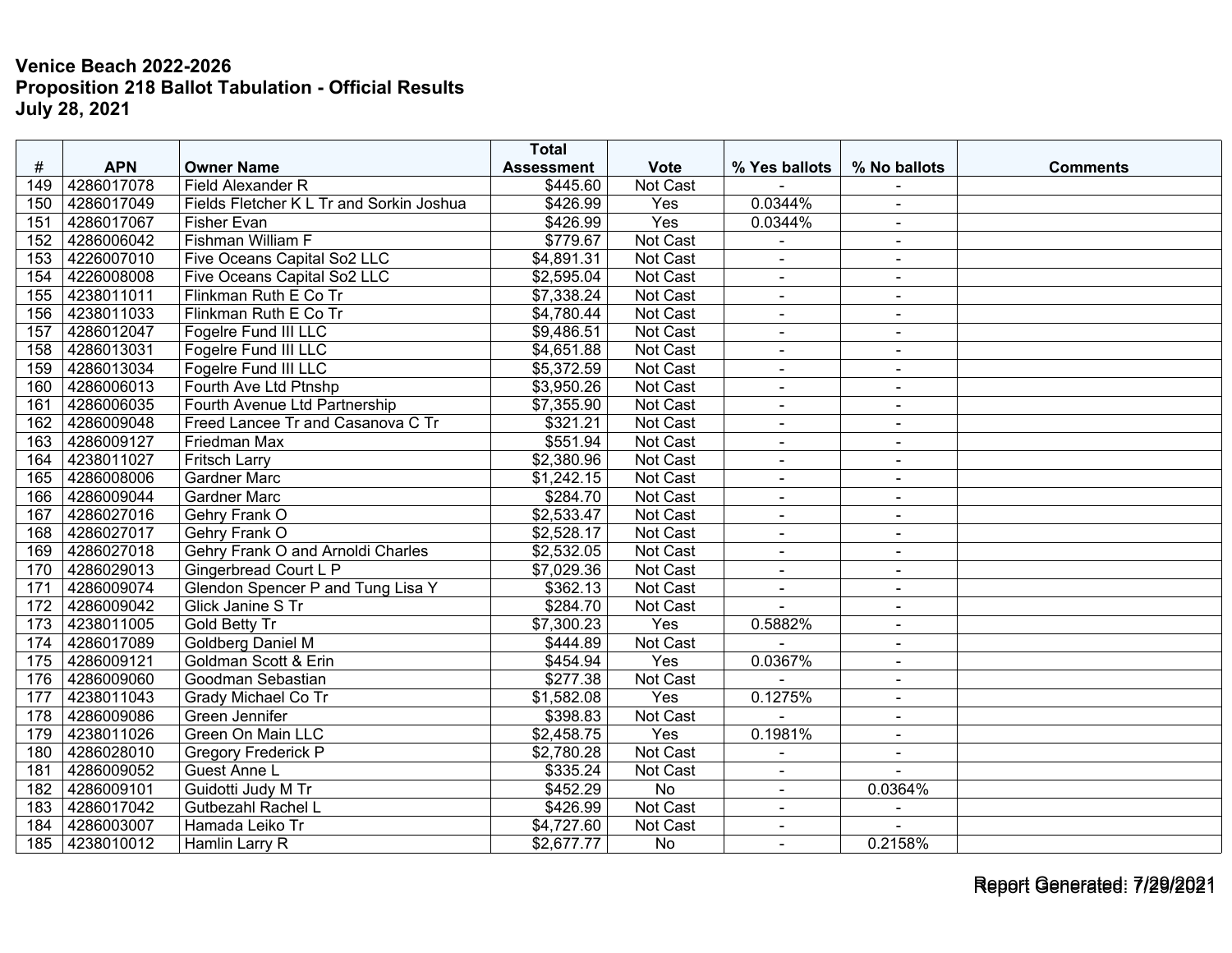**Venice Beach 2022-2026**
**Proposition 218 Ballot Tabulation - Official Results**
**July 28, 2021**

| # | APN | Owner Name | Total Assessment | Vote | % Yes ballots | % No ballots | Comments |
|---|---|---|---|---|---|---|---|
| 149 | 4286017078 | Field Alexander R | $445.60 | Not Cast | - | - | |
| 150 | 4286017049 | Fields Fletcher K L Tr and Sorkin Joshua | $426.99 | Yes | 0.0344% | - | |
| 151 | 4286017067 | Fisher Evan | $426.99 | Yes | 0.0344% | - | |
| 152 | 4286006042 | Fishman William F | $779.67 | Not Cast | - | - | |
| 153 | 4226007010 | Five Oceans Capital So2 LLC | $4,891.31 | Not Cast | - | - | |
| 154 | 4226008008 | Five Oceans Capital So2 LLC | $2,595.04 | Not Cast | - | - | |
| 155 | 4238011011 | Flinkman Ruth E Co Tr | $7,338.24 | Not Cast | - | - | |
| 156 | 4238011033 | Flinkman Ruth E Co Tr | $4,780.44 | Not Cast | - | - | |
| 157 | 4286012047 | Fogelre Fund III LLC | $9,486.51 | Not Cast | - | - | |
| 158 | 4286013031 | Fogelre Fund III LLC | $4,651.88 | Not Cast | - | - | |
| 159 | 4286013034 | Fogelre Fund III LLC | $5,372.59 | Not Cast | - | - | |
| 160 | 4286006013 | Fourth Ave Ltd Ptnshp | $3,950.26 | Not Cast | - | - | |
| 161 | 4286006035 | Fourth Avenue Ltd Partnership | $7,355.90 | Not Cast | - | - | |
| 162 | 4286009048 | Freed Lancee Tr and Casanova C Tr | $321.21 | Not Cast | - | - | |
| 163 | 4286009127 | Friedman Max | $551.94 | Not Cast | - | - | |
| 164 | 4238011027 | Fritsch Larry | $2,380.96 | Not Cast | - | - | |
| 165 | 4286008006 | Gardner Marc | $1,242.15 | Not Cast | - | - | |
| 166 | 4286009044 | Gardner Marc | $284.70 | Not Cast | - | - | |
| 167 | 4286027016 | Gehry Frank O | $2,533.47 | Not Cast | - | - | |
| 168 | 4286027017 | Gehry Frank O | $2,528.17 | Not Cast | - | - | |
| 169 | 4286027018 | Gehry Frank O and Arnoldi Charles | $2,532.05 | Not Cast | - | - | |
| 170 | 4286029013 | Gingerbread Court L P | $7,029.36 | Not Cast | - | - | |
| 171 | 4286009074 | Glendon Spencer P and Tung Lisa Y | $362.13 | Not Cast | - | - | |
| 172 | 4286009042 | Glick Janine S Tr | $284.70 | Not Cast | - | - | |
| 173 | 4238011005 | Gold Betty Tr | $7,300.23 | Yes | 0.5882% | - | |
| 174 | 4286017089 | Goldberg Daniel M | $444.89 | Not Cast | - | - | |
| 175 | 4286009121 | Goldman Scott & Erin | $454.94 | Yes | 0.0367% | - | |
| 176 | 4286009060 | Goodman Sebastian | $277.38 | Not Cast | - | - | |
| 177 | 4238011043 | Grady Michael Co Tr | $1,582.08 | Yes | 0.1275% | - | |
| 178 | 4286009086 | Green Jennifer | $398.83 | Not Cast | - | - | |
| 179 | 4238011026 | Green On Main LLC | $2,458.75 | Yes | 0.1981% | - | |
| 180 | 4286028010 | Gregory Frederick P | $2,780.28 | Not Cast | - | - | |
| 181 | 4286009052 | Guest Anne L | $335.24 | Not Cast | - | - | |
| 182 | 4286009101 | Guidotti Judy M Tr | $452.29 | No | - | 0.0364% | |
| 183 | 4286017042 | Gutbezahl Rachel L | $426.99 | Not Cast | - | - | |
| 184 | 4286003007 | Hamada Leiko Tr | $4,727.60 | Not Cast | - | - | |
| 185 | 4238010012 | Hamlin Larry R | $2,677.77 | No | - | 0.2158% | |

Report Generated: 7/29/2021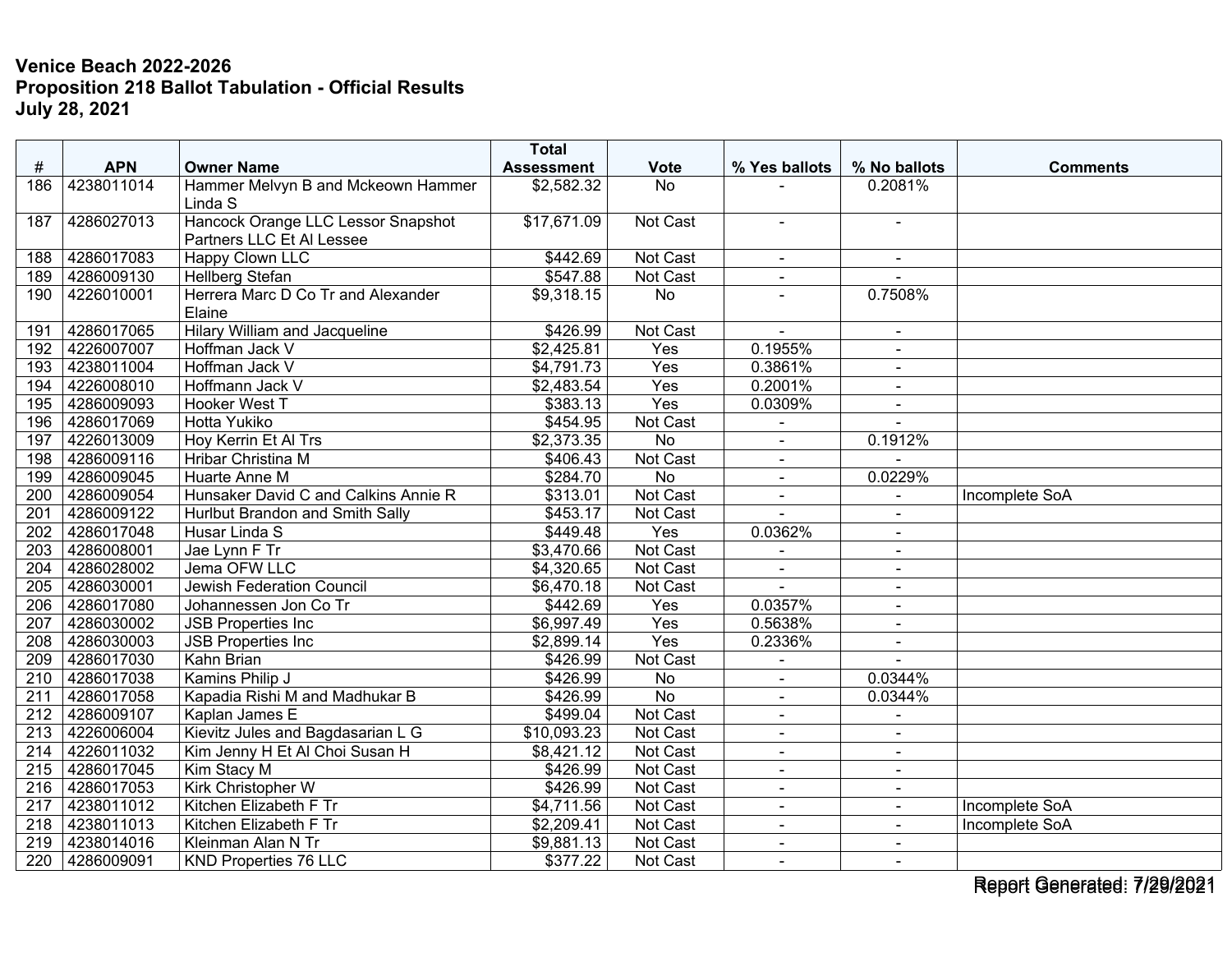**Venice Beach 2022-2026**
**Proposition 218 Ballot Tabulation - Official Results**
**July 28, 2021**

| # | APN | Owner Name | Total Assessment | Vote | % Yes ballots | % No ballots | Comments |
|---|---|---|---|---|---|---|---|
| 186 | 4238011014 | Hammer Melvyn B and Mckeown Hammer Linda S | $2,582.32 | No | - | 0.2081% | |
| 187 | 4286027013 | Hancock Orange LLC Lessor Snapshot Partners LLC Et Al Lessee | $17,671.09 | Not Cast | - | - | |
| 188 | 4286017083 | Happy Clown LLC | $442.69 | Not Cast | - | - | |
| 189 | 4286009130 | Hellberg Stefan | $547.88 | Not Cast | - | - | |
| 190 | 4226010001 | Herrera Marc D Co Tr and Alexander Elaine | $9,318.15 | No | - | 0.7508% | |
| 191 | 4286017065 | Hilary William and Jacqueline | $426.99 | Not Cast | - | - | |
| 192 | 4226007007 | Hoffman Jack V | $2,425.81 | Yes | 0.1955% | - | |
| 193 | 4238011004 | Hoffman Jack V | $4,791.73 | Yes | 0.3861% | - | |
| 194 | 4226008010 | Hoffmann Jack V | $2,483.54 | Yes | 0.2001% | - | |
| 195 | 4286009093 | Hooker West T | $383.13 | Yes | 0.0309% | - | |
| 196 | 4286017069 | Hotta Yukiko | $454.95 | Not Cast | - | - | |
| 197 | 4226013009 | Hoy Kerrin Et Al Trs | $2,373.35 | No | - | 0.1912% | |
| 198 | 4286009116 | Hribar Christina M | $406.43 | Not Cast | - | - | |
| 199 | 4286009045 | Huarte Anne M | $284.70 | No | - | 0.0229% | |
| 200 | 4286009054 | Hunsaker David C and Calkins Annie R | $313.01 | Not Cast | - | - | Incomplete SoA |
| 201 | 4286009122 | Hurlbut Brandon and Smith Sally | $453.17 | Not Cast | - | - | |
| 202 | 4286017048 | Husar Linda S | $449.48 | Yes | 0.0362% | - | |
| 203 | 4286008001 | Jae Lynn F Tr | $3,470.66 | Not Cast | - | - | |
| 204 | 4286028002 | Jema OFW LLC | $4,320.65 | Not Cast | - | - | |
| 205 | 4286030001 | Jewish Federation Council | $6,470.18 | Not Cast | - | - | |
| 206 | 4286017080 | Johannessen Jon Co Tr | $442.69 | Yes | 0.0357% | - | |
| 207 | 4286030002 | JSB Properties Inc | $6,997.49 | Yes | 0.5638% | - | |
| 208 | 4286030003 | JSB Properties Inc | $2,899.14 | Yes | 0.2336% | - | |
| 209 | 4286017030 | Kahn Brian | $426.99 | Not Cast | - | - | |
| 210 | 4286017038 | Kamins Philip J | $426.99 | No | - | 0.0344% | |
| 211 | 4286017058 | Kapadia Rishi M and Madhukar B | $426.99 | No | - | 0.0344% | |
| 212 | 4286009107 | Kaplan James E | $499.04 | Not Cast | - | - | |
| 213 | 4226006004 | Kievitz Jules and Bagdasarian L G | $10,093.23 | Not Cast | - | - | |
| 214 | 4226011032 | Kim Jenny H Et Al Choi Susan H | $8,421.12 | Not Cast | - | - | |
| 215 | 4286017045 | Kim Stacy M | $426.99 | Not Cast | - | - | |
| 216 | 4286017053 | Kirk Christopher W | $426.99 | Not Cast | - | - | |
| 217 | 4238011012 | Kitchen Elizabeth F Tr | $4,711.56 | Not Cast | - | - | Incomplete SoA |
| 218 | 4238011013 | Kitchen Elizabeth F Tr | $2,209.41 | Not Cast | - | - | Incomplete SoA |
| 219 | 4238014016 | Kleinman Alan N Tr | $9,881.13 | Not Cast | - | - | |
| 220 | 4286009091 | KND Properties 76 LLC | $377.22 | Not Cast | - | - | |

Report Generated: 7/29/2021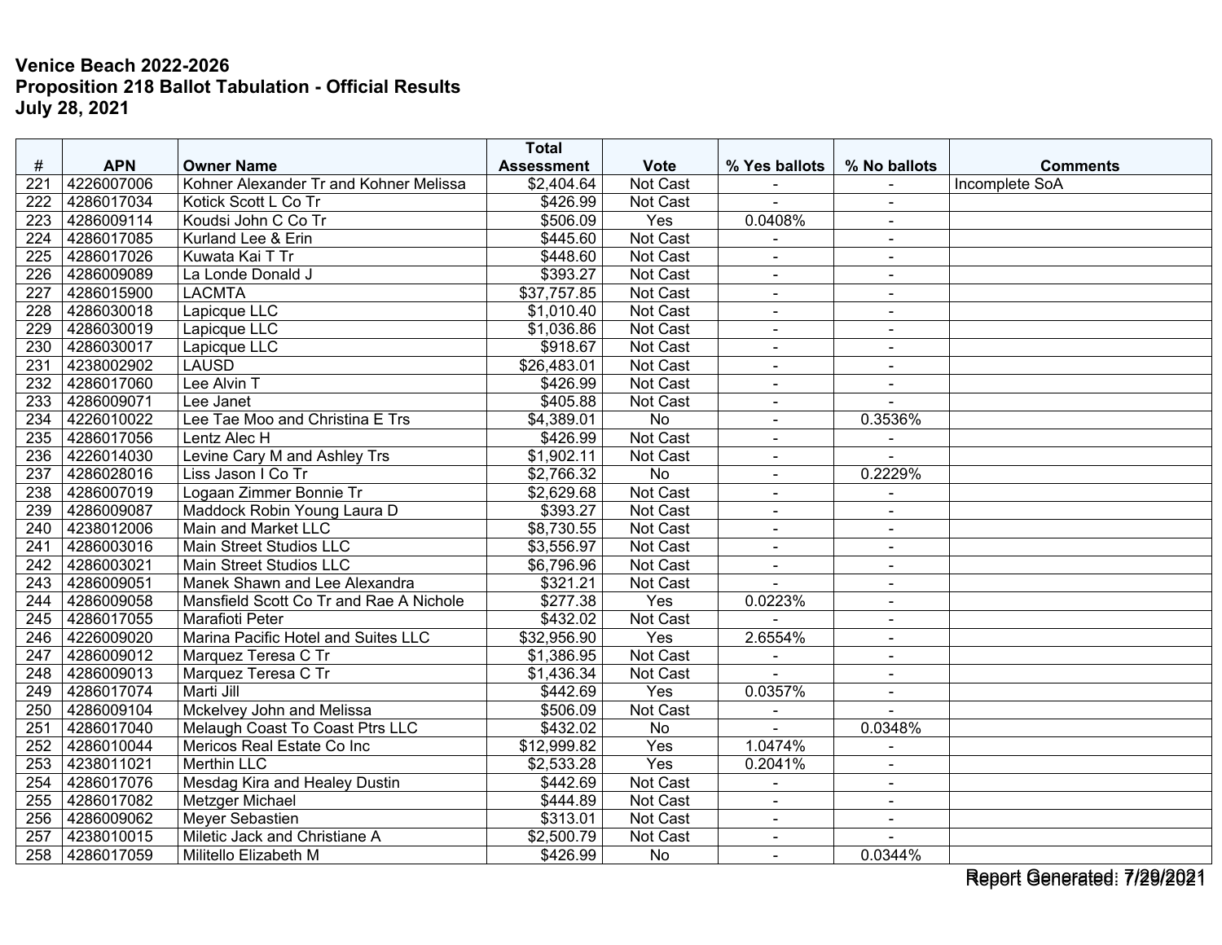**Venice Beach 2022-2026**
**Proposition 218 Ballot Tabulation - Official Results**
**July 28, 2021**

| # | APN | Owner Name | Total Assessment | Vote | % Yes ballots | % No ballots | Comments |
|---|---|---|---|---|---|---|---|
| 221 | 4226007006 | Kohner Alexander Tr and Kohner Melissa | $2,404.64 | Not Cast | - | - | Incomplete SoA |
| 222 | 4286017034 | Kotick Scott L Co Tr | $426.99 | Not Cast | - | - | |
| 223 | 4286009114 | Koudsi John C Co Tr | $506.09 | Yes | 0.0408% | - | |
| 224 | 4286017085 | Kurland Lee & Erin | $445.60 | Not Cast | - | - | |
| 225 | 4286017026 | Kuwata Kai T Tr | $448.60 | Not Cast | - | - | |
| 226 | 4286009089 | La Londe Donald J | $393.27 | Not Cast | - | - | |
| 227 | 4286015900 | LACMTA | $37,757.85 | Not Cast | - | - | |
| 228 | 4286030018 | Lapicque LLC | $1,010.40 | Not Cast | - | - | |
| 229 | 4286030019 | Lapicque LLC | $1,036.86 | Not Cast | - | - | |
| 230 | 4286030017 | Lapicque LLC | $918.67 | Not Cast | - | - | |
| 231 | 4238002902 | LAUSD | $26,483.01 | Not Cast | - | - | |
| 232 | 4286017060 | Lee Alvin T | $426.99 | Not Cast | - | - | |
| 233 | 4286009071 | Lee Janet | $405.88 | Not Cast | - | - | |
| 234 | 4226010022 | Lee Tae Moo and Christina E Trs | $4,389.01 | No | - | 0.3536% | |
| 235 | 4286017056 | Lentz Alec H | $426.99 | Not Cast | - | - | |
| 236 | 4226014030 | Levine Cary M and Ashley Trs | $1,902.11 | Not Cast | - | - | |
| 237 | 4286028016 | Liss Jason I Co Tr | $2,766.32 | No | - | 0.2229% | |
| 238 | 4286007019 | Logaan Zimmer Bonnie Tr | $2,629.68 | Not Cast | - | - | |
| 239 | 4286009087 | Maddock Robin Young Laura D | $393.27 | Not Cast | - | - | |
| 240 | 4238012006 | Main and Market LLC | $8,730.55 | Not Cast | - | - | |
| 241 | 4286003016 | Main Street Studios LLC | $3,556.97 | Not Cast | - | - | |
| 242 | 4286003021 | Main Street Studios LLC | $6,796.96 | Not Cast | - | - | |
| 243 | 4286009051 | Manek Shawn and Lee Alexandra | $321.21 | Not Cast | - | - | |
| 244 | 4286009058 | Mansfield Scott Co Tr and Rae A Nichole | $277.38 | Yes | 0.0223% | - | |
| 245 | 4286017055 | Marafioti Peter | $432.02 | Not Cast | - | - | |
| 246 | 4226009020 | Marina Pacific Hotel and Suites LLC | $32,956.90 | Yes | 2.6554% | - | |
| 247 | 4286009012 | Marquez Teresa C Tr | $1,386.95 | Not Cast | - | - | |
| 248 | 4286009013 | Marquez Teresa C Tr | $1,436.34 | Not Cast | - | - | |
| 249 | 4286017074 | Marti Jill | $442.69 | Yes | 0.0357% | - | |
| 250 | 4286009104 | Mckelvey John and Melissa | $506.09 | Not Cast | - | - | |
| 251 | 4286017040 | Melaugh Coast To Coast Ptrs LLC | $432.02 | No | - | 0.0348% | |
| 252 | 4286010044 | Mericos Real Estate Co Inc | $12,999.82 | Yes | 1.0474% | - | |
| 253 | 4238011021 | Merthin LLC | $2,533.28 | Yes | 0.2041% | - | |
| 254 | 4286017076 | Mesdag Kira and Healey Dustin | $442.69 | Not Cast | - | - | |
| 255 | 4286017082 | Metzger Michael | $444.89 | Not Cast | - | - | |
| 256 | 4286009062 | Meyer Sebastien | $313.01 | Not Cast | - | - | |
| 257 | 4238010015 | Miletic Jack and Christiane A | $2,500.79 | Not Cast | - | - | |
| 258 | 4286017059 | Militello Elizabeth M | $426.99 | No | - | 0.0344% | |

Report Generated: 7/29/2021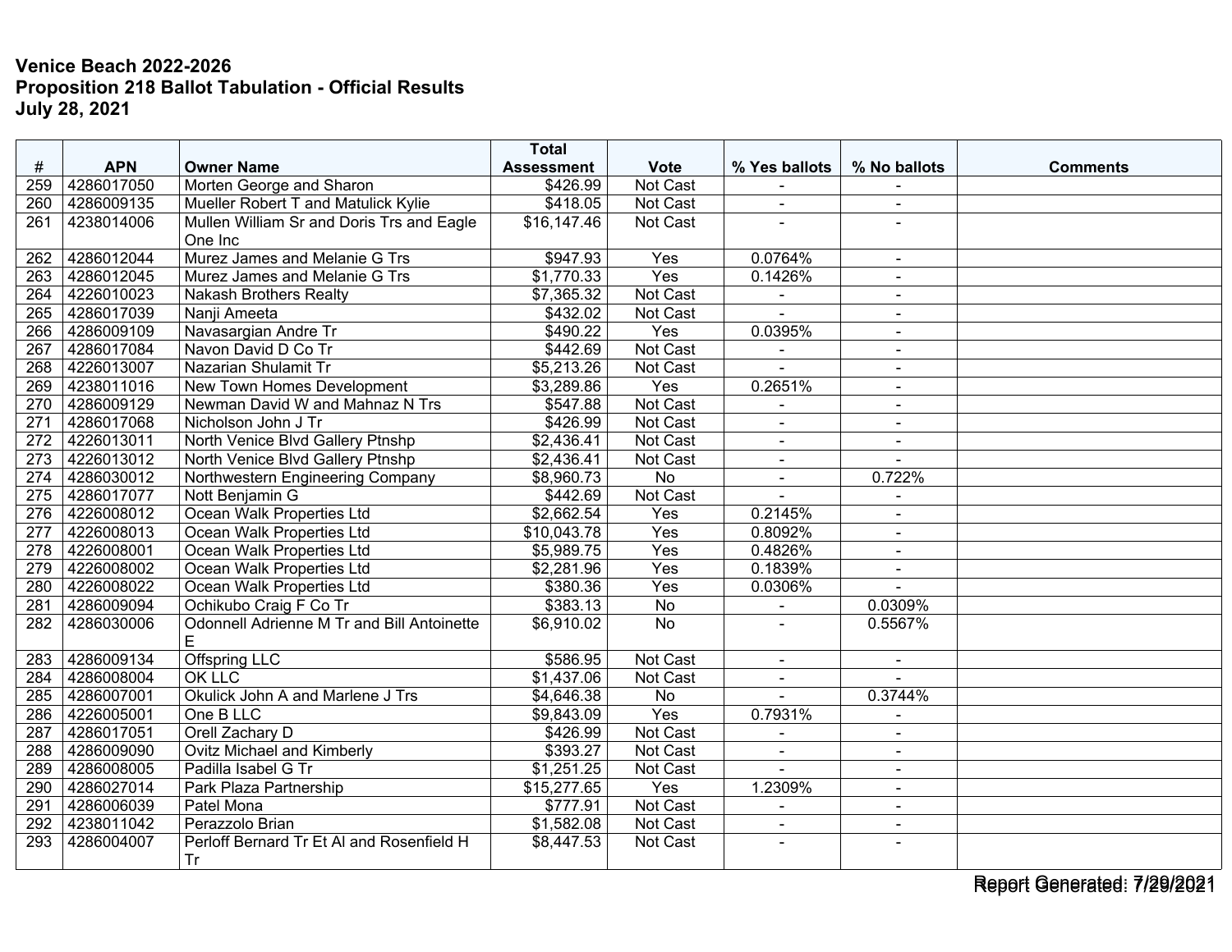**Venice Beach 2022-2026**
**Proposition 218 Ballot Tabulation - Official Results**
**July 28, 2021**

| # | APN | Owner Name | Total Assessment | Vote | % Yes ballots | % No ballots | Comments |
|---|---|---|---|---|---|---|---|
| 259 | 4286017050 | Morten George and Sharon | $426.99 | Not Cast | - | - | |
| 260 | 4286009135 | Mueller Robert T and Matulick Kylie | $418.05 | Not Cast | - | - | |
| 261 | 4238014006 | Mullen William Sr and Doris Trs and Eagle One Inc | $16,147.46 | Not Cast | - | - | |
| 262 | 4286012044 | Murez James and Melanie G Trs | $947.93 | Yes | 0.0764% | - | |
| 263 | 4286012045 | Murez James and Melanie G Trs | $1,770.33 | Yes | 0.1426% | - | |
| 264 | 4226010023 | Nakash Brothers Realty | $7,365.32 | Not Cast | - | - | |
| 265 | 4286017039 | Nanji Ameeta | $432.02 | Not Cast | - | - | |
| 266 | 4286009109 | Navasargian Andre Tr | $490.22 | Yes | 0.0395% | - | |
| 267 | 4286017084 | Navon David D Co Tr | $442.69 | Not Cast | - | - | |
| 268 | 4226013007 | Nazarian Shulamit Tr | $5,213.26 | Not Cast | - | - | |
| 269 | 4238011016 | New Town Homes Development | $3,289.86 | Yes | 0.2651% | - | |
| 270 | 4286009129 | Newman David W and Mahnaz N Trs | $547.88 | Not Cast | - | - | |
| 271 | 4286017068 | Nicholson John J Tr | $426.99 | Not Cast | - | - | |
| 272 | 4226013011 | North Venice Blvd Gallery Ptnshp | $2,436.41 | Not Cast | - | - | |
| 273 | 4226013012 | North Venice Blvd Gallery Ptnshp | $2,436.41 | Not Cast | - | - | |
| 274 | 4286030012 | Northwestern Engineering Company | $8,960.73 | No | - | 0.722% | |
| 275 | 4286017077 | Nott Benjamin G | $442.69 | Not Cast | - | - | |
| 276 | 4226008012 | Ocean Walk Properties Ltd | $2,662.54 | Yes | 0.2145% | - | |
| 277 | 4226008013 | Ocean Walk Properties Ltd | $10,043.78 | Yes | 0.8092% | - | |
| 278 | 4226008001 | Ocean Walk Properties Ltd | $5,989.75 | Yes | 0.4826% | - | |
| 279 | 4226008002 | Ocean Walk Properties Ltd | $2,281.96 | Yes | 0.1839% | - | |
| 280 | 4226008022 | Ocean Walk Properties Ltd | $380.36 | Yes | 0.0306% | - | |
| 281 | 4286009094 | Ochikubo Craig F Co Tr | $383.13 | No | - | 0.0309% | |
| 282 | 4286030006 | Odonnell Adrienne M Tr and Bill Antoinette E | $6,910.02 | No | - | 0.5567% | |
| 283 | 4286009134 | Offspring LLC | $586.95 | Not Cast | - | - | |
| 284 | 4286008004 | OK LLC | $1,437.06 | Not Cast | - | - | |
| 285 | 4286007001 | Okulick John A and Marlene J Trs | $4,646.38 | No | - | 0.3744% | |
| 286 | 4226005001 | One B LLC | $9,843.09 | Yes | 0.7931% | - | |
| 287 | 4286017051 | Orell Zachary D | $426.99 | Not Cast | - | - | |
| 288 | 4286009090 | Ovitz Michael and Kimberly | $393.27 | Not Cast | - | - | |
| 289 | 4286008005 | Padilla Isabel G Tr | $1,251.25 | Not Cast | - | - | |
| 290 | 4286027014 | Park Plaza Partnership | $15,277.65 | Yes | 1.2309% | - | |
| 291 | 4286006039 | Patel Mona | $777.91 | Not Cast | - | - | |
| 292 | 4238011042 | Perazzolo Brian | $1,582.08 | Not Cast | - | - | |
| 293 | 4286004007 | Perloff Bernard Tr Et Al and Rosenfield H Tr | $8,447.53 | Not Cast | - | - | |

Report Generated: 7/29/2021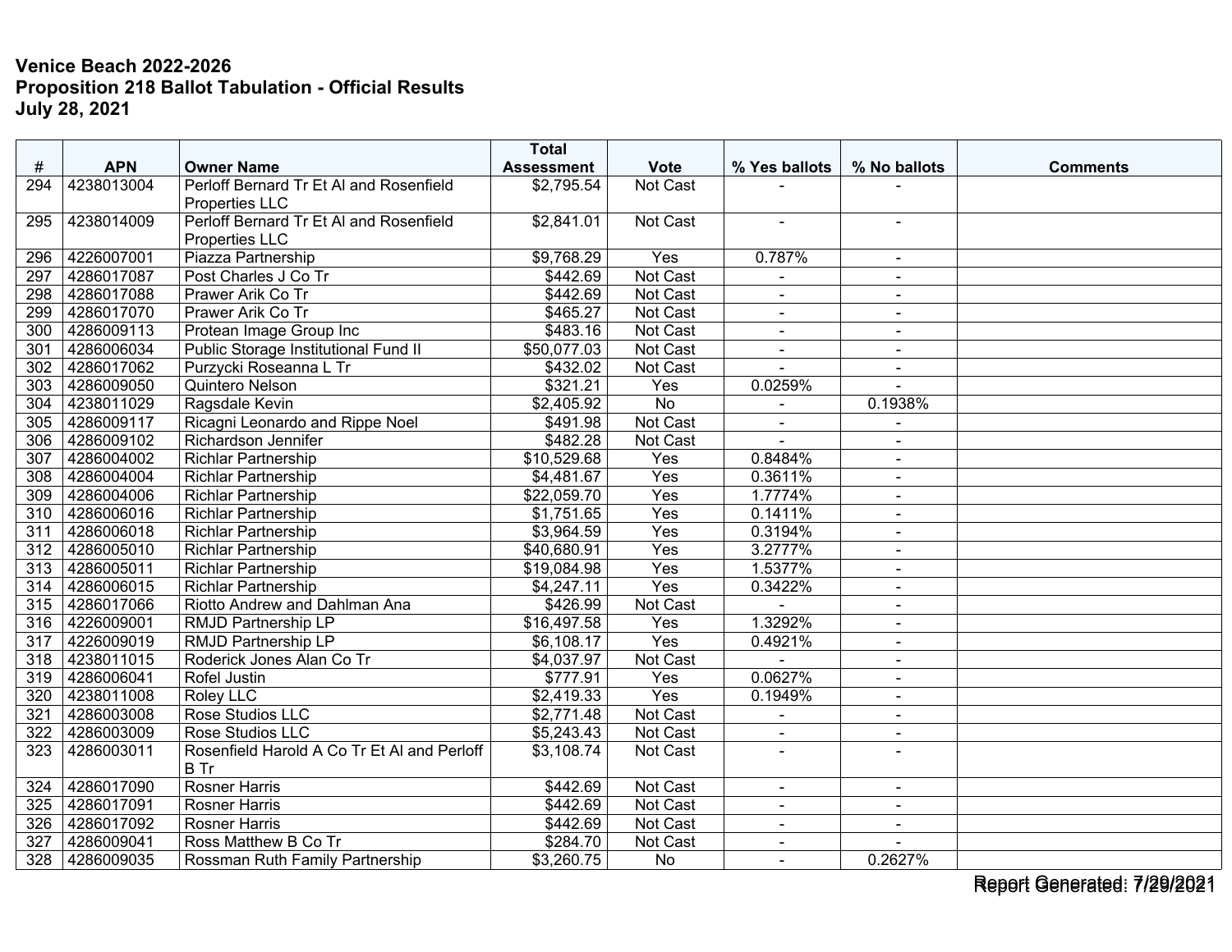**Venice Beach 2022-2026**
**Proposition 218 Ballot Tabulation - Official Results**
**July 28, 2021**

| # | APN | Owner Name | Total Assessment | Vote | % Yes ballots | % No ballots | Comments |
|---|---|---|---|---|---|---|---|
| 294 | 4238013004 | Perloff Bernard Tr Et Al and Rosenfield Properties LLC | $2,795.54 | Not Cast | - | - | |
| 295 | 4238014009 | Perloff Bernard Tr Et Al and Rosenfield Properties LLC | $2,841.01 | Not Cast | - | - | |
| 296 | 4226007001 | Piazza Partnership | $9,768.29 | Yes | 0.787% | - | |
| 297 | 4286017087 | Post Charles J Co Tr | $442.69 | Not Cast | - | - | |
| 298 | 4286017088 | Prawer Arik Co Tr | $442.69 | Not Cast | - | - | |
| 299 | 4286017070 | Prawer Arik Co Tr | $465.27 | Not Cast | - | - | |
| 300 | 4286009113 | Protean Image Group Inc | $483.16 | Not Cast | - | - | |
| 301 | 4286006034 | Public Storage Institutional Fund II | $50,077.03 | Not Cast | - | - | |
| 302 | 4286017062 | Purzycki Roseanna L Tr | $432.02 | Not Cast | - | - | |
| 303 | 4286009050 | Quintero Nelson | $321.21 | Yes | 0.0259% | - | |
| 304 | 4238011029 | Ragsdale Kevin | $2,405.92 | No | - | 0.1938% | |
| 305 | 4286009117 | Ricagni Leonardo and Rippe Noel | $491.98 | Not Cast | - | - | |
| 306 | 4286009102 | Richardson Jennifer | $482.28 | Not Cast | - | - | |
| 307 | 4286004002 | Richlar Partnership | $10,529.68 | Yes | 0.8484% | - | |
| 308 | 4286004004 | Richlar Partnership | $4,481.67 | Yes | 0.3611% | - | |
| 309 | 4286004006 | Richlar Partnership | $22,059.70 | Yes | 1.7774% | - | |
| 310 | 4286006016 | Richlar Partnership | $1,751.65 | Yes | 0.1411% | - | |
| 311 | 4286006018 | Richlar Partnership | $3,964.59 | Yes | 0.3194% | - | |
| 312 | 4286005010 | Richlar Partnership | $40,680.91 | Yes | 3.2777% | - | |
| 313 | 4286005011 | Richlar Partnership | $19,084.98 | Yes | 1.5377% | - | |
| 314 | 4286006015 | Richlar Partnership | $4,247.11 | Yes | 0.3422% | - | |
| 315 | 4286017066 | Riotto Andrew and Dahlman Ana | $426.99 | Not Cast | - | - | |
| 316 | 4226009001 | RMJD Partnership LP | $16,497.58 | Yes | 1.3292% | - | |
| 317 | 4226009019 | RMJD Partnership LP | $6,108.17 | Yes | 0.4921% | - | |
| 318 | 4238011015 | Roderick Jones Alan Co Tr | $4,037.97 | Not Cast | - | - | |
| 319 | 4286006041 | Rofel Justin | $777.91 | Yes | 0.0627% | - | |
| 320 | 4238011008 | Roley LLC | $2,419.33 | Yes | 0.1949% | - | |
| 321 | 4286003008 | Rose Studios LLC | $2,771.48 | Not Cast | - | - | |
| 322 | 4286003009 | Rose Studios LLC | $5,243.43 | Not Cast | - | - | |
| 323 | 4286003011 | Rosenfield Harold A Co Tr Et Al and Perloff B Tr | $3,108.74 | Not Cast | - | - | |
| 324 | 4286017090 | Rosner Harris | $442.69 | Not Cast | - | - | |
| 325 | 4286017091 | Rosner Harris | $442.69 | Not Cast | - | - | |
| 326 | 4286017092 | Rosner Harris | $442.69 | Not Cast | - | - | |
| 327 | 4286009041 | Ross Matthew B Co Tr | $284.70 | Not Cast | - | - | |
| 328 | 4286009035 | Rossman Ruth Family Partnership | $3,260.75 | No | - | 0.2627% | |

Report Generated: 7/29/2021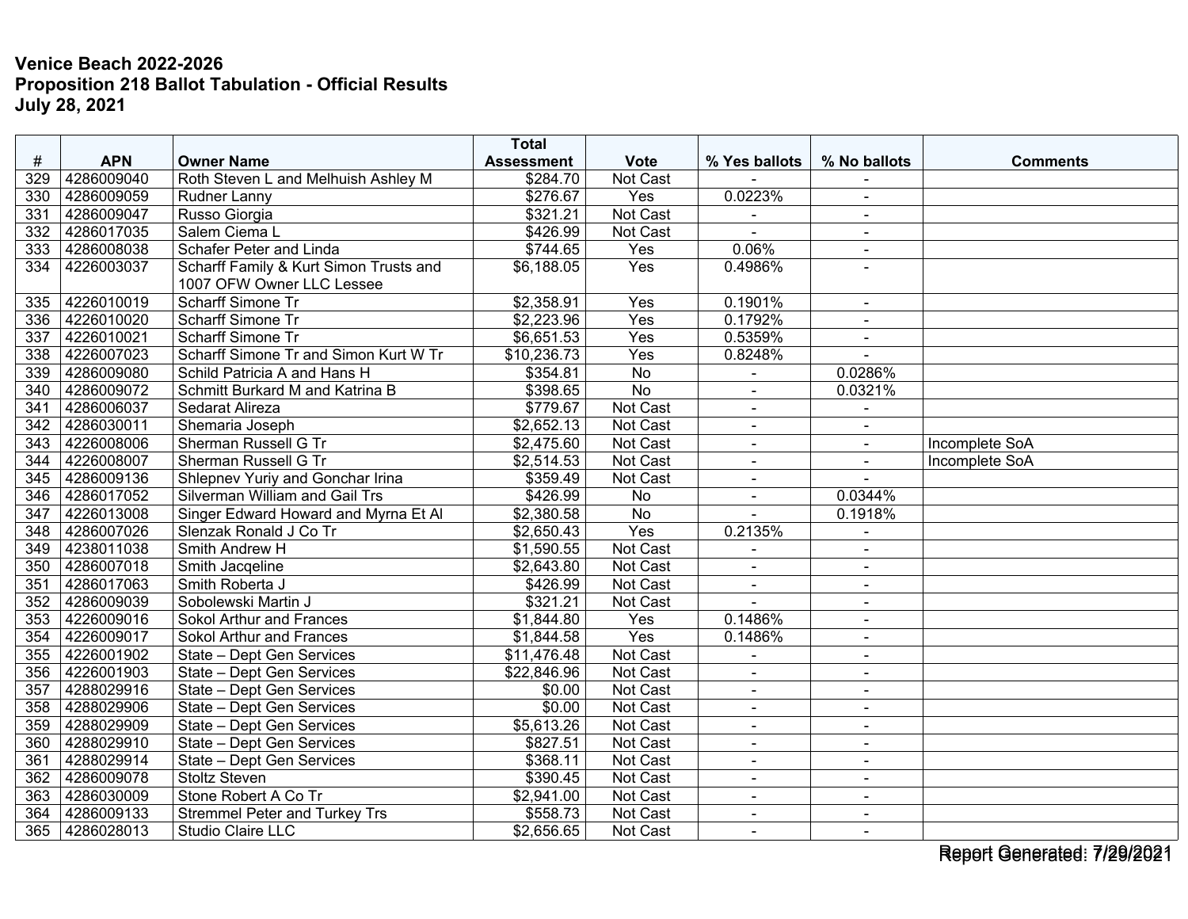**Venice Beach 2022-2026**
**Proposition 218 Ballot Tabulation - Official Results**
**July 28, 2021**

| # | APN | Owner Name | Total Assessment | Vote | % Yes ballots | % No ballots | Comments |
|---|---|---|---|---|---|---|---|
| 329 | 4286009040 | Roth Steven L and Melhuish Ashley M | $284.70 | Not Cast | - | - | |
| 330 | 4286009059 | Rudner Lanny | $276.67 | Yes | 0.0223% | - | |
| 331 | 4286009047 | Russo Giorgia | $321.21 | Not Cast | - | - | |
| 332 | 4286017035 | Salem Ciema L | $426.99 | Not Cast | - | - | |
| 333 | 4286008038 | Schafer Peter and Linda | $744.65 | Yes | 0.06% | - | |
| 334 | 4226003037 | Scharff Family & Kurt Simon Trusts and 1007 OFW Owner LLC Lessee | $6,188.05 | Yes | 0.4986% | - | |
| 335 | 4226010019 | Scharff Simone Tr | $2,358.91 | Yes | 0.1901% | - | |
| 336 | 4226010020 | Scharff Simone Tr | $2,223.96 | Yes | 0.1792% | - | |
| 337 | 4226010021 | Scharff Simone Tr | $6,651.53 | Yes | 0.5359% | - | |
| 338 | 4226007023 | Scharff Simone Tr and Simon Kurt W Tr | $10,236.73 | Yes | 0.8248% | - | |
| 339 | 4286009080 | Schild Patricia A and Hans H | $354.81 | No | - | 0.0286% | |
| 340 | 4286009072 | Schmitt Burkard M and Katrina B | $398.65 | No | - | 0.0321% | |
| 341 | 4286006037 | Sedarat Alireza | $779.67 | Not Cast | - | - | |
| 342 | 4286030011 | Shemaria Joseph | $2,652.13 | Not Cast | - | - | |
| 343 | 4226008006 | Sherman Russell G Tr | $2,475.60 | Not Cast | - | - | Incomplete SoA |
| 344 | 4226008007 | Sherman Russell G Tr | $2,514.53 | Not Cast | - | - | Incomplete SoA |
| 345 | 4286009136 | Shlepnev Yuriy and Gonchar Irina | $359.49 | Not Cast | - | - | |
| 346 | 4286017052 | Silverman William and Gail Trs | $426.99 | No | - | 0.0344% | |
| 347 | 4226013008 | Singer Edward Howard and Myrna Et Al | $2,380.58 | No | - | 0.1918% | |
| 348 | 4286007026 | Slenzak Ronald J Co Tr | $2,650.43 | Yes | 0.2135% | - | |
| 349 | 4238011038 | Smith Andrew H | $1,590.55 | Not Cast | - | - | |
| 350 | 4286007018 | Smith Jacqeline | $2,643.80 | Not Cast | - | - | |
| 351 | 4286017063 | Smith Roberta J | $426.99 | Not Cast | - | - | |
| 352 | 4286009039 | Sobolewski Martin J | $321.21 | Not Cast | - | - | |
| 353 | 4226009016 | Sokol Arthur and Frances | $1,844.80 | Yes | 0.1486% | - | |
| 354 | 4226009017 | Sokol Arthur and Frances | $1,844.58 | Yes | 0.1486% | - | |
| 355 | 4226001902 | State – Dept Gen Services | $11,476.48 | Not Cast | - | - | |
| 356 | 4226001903 | State – Dept Gen Services | $22,846.96 | Not Cast | - | - | |
| 357 | 4288029916 | State – Dept Gen Services | $0.00 | Not Cast | - | - | |
| 358 | 4288029906 | State – Dept Gen Services | $0.00 | Not Cast | - | - | |
| 359 | 4288029909 | State – Dept Gen Services | $5,613.26 | Not Cast | - | - | |
| 360 | 4288029910 | State – Dept Gen Services | $827.51 | Not Cast | - | - | |
| 361 | 4288029914 | State – Dept Gen Services | $368.11 | Not Cast | - | - | |
| 362 | 4286009078 | Stoltz Steven | $390.45 | Not Cast | - | - | |
| 363 | 4286030009 | Stone Robert A Co Tr | $2,941.00 | Not Cast | - | - | |
| 364 | 4286009133 | Stremmel Peter and Turkey Trs | $558.73 | Not Cast | - | - | |
| 365 | 4286028013 | Studio Claire LLC | $2,656.65 | Not Cast | - | - | |

Report Generated: 7/29/2021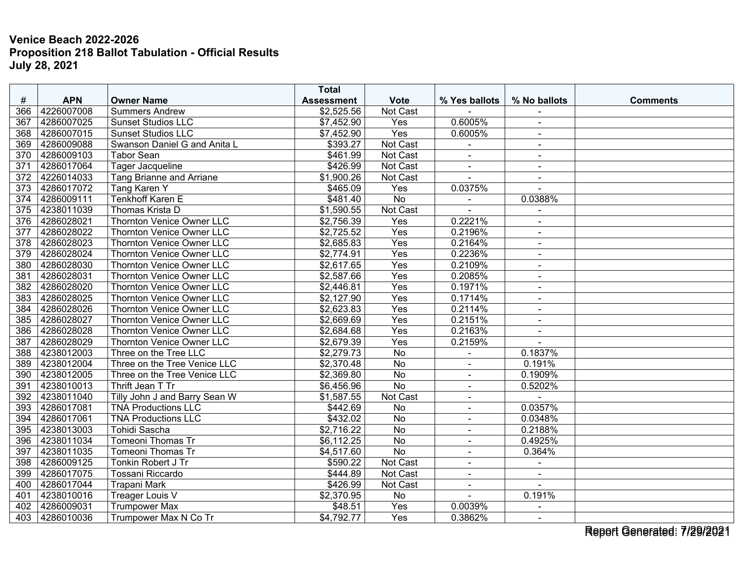**Venice Beach 2022-2026**
**Proposition 218 Ballot Tabulation - Official Results**
**July 28, 2021**

| # | APN | Owner Name | Total Assessment | Vote | % Yes ballots | % No ballots | Comments |
|---|---|---|---|---|---|---|---|
| 366 | 4226007008 | Summers Andrew | $2,525.56 | Not Cast | - | - | |
| 367 | 4286007025 | Sunset Studios LLC | $7,452.90 | Yes | 0.6005% | - | |
| 368 | 4286007015 | Sunset Studios LLC | $7,452.90 | Yes | 0.6005% | - | |
| 369 | 4286009088 | Swanson Daniel G and Anita L | $393.27 | Not Cast | - | - | |
| 370 | 4286009103 | Tabor Sean | $461.99 | Not Cast | - | - | |
| 371 | 4286017064 | Tager Jacqueline | $426.99 | Not Cast | - | - | |
| 372 | 4226014033 | Tang Brianne and Arriane | $1,900.26 | Not Cast | - | - | |
| 373 | 4286017072 | Tang Karen Y | $465.09 | Yes | 0.0375% | - | |
| 374 | 4286009111 | Tenkhoff Karen E | $481.40 | No | - | 0.0388% | |
| 375 | 4238011039 | Thomas Krista D | $1,590.55 | Not Cast | - | - | |
| 376 | 4286028021 | Thornton Venice Owner LLC | $2,756.39 | Yes | 0.2221% | - | |
| 377 | 4286028022 | Thornton Venice Owner LLC | $2,725.52 | Yes | 0.2196% | - | |
| 378 | 4286028023 | Thornton Venice Owner LLC | $2,685.83 | Yes | 0.2164% | - | |
| 379 | 4286028024 | Thornton Venice Owner LLC | $2,774.91 | Yes | 0.2236% | - | |
| 380 | 4286028030 | Thornton Venice Owner LLC | $2,617.65 | Yes | 0.2109% | - | |
| 381 | 4286028031 | Thornton Venice Owner LLC | $2,587.66 | Yes | 0.2085% | - | |
| 382 | 4286028020 | Thornton Venice Owner LLC | $2,446.81 | Yes | 0.1971% | - | |
| 383 | 4286028025 | Thornton Venice Owner LLC | $2,127.90 | Yes | 0.1714% | - | |
| 384 | 4286028026 | Thornton Venice Owner LLC | $2,623.83 | Yes | 0.2114% | - | |
| 385 | 4286028027 | Thornton Venice Owner LLC | $2,669.69 | Yes | 0.2151% | - | |
| 386 | 4286028028 | Thornton Venice Owner LLC | $2,684.68 | Yes | 0.2163% | - | |
| 387 | 4286028029 | Thornton Venice Owner LLC | $2,679.39 | Yes | 0.2159% | - | |
| 388 | 4238012003 | Three on the Tree LLC | $2,279.73 | No | - | 0.1837% | |
| 389 | 4238012004 | Three on the Tree Venice LLC | $2,370.48 | No | - | 0.191% | |
| 390 | 4238012005 | Three on the Tree Venice LLC | $2,369.80 | No | - | 0.1909% | |
| 391 | 4238010013 | Thrift Jean T Tr | $6,456.96 | No | - | 0.5202% | |
| 392 | 4238011040 | Tilly John J and Barry Sean W | $1,587.55 | Not Cast | - | - | |
| 393 | 4286017081 | TNA Productions LLC | $442.69 | No | - | 0.0357% | |
| 394 | 4286017061 | TNA Productions LLC | $432.02 | No | - | 0.0348% | |
| 395 | 4238013003 | Tohidi Sascha | $2,716.22 | No | - | 0.2188% | |
| 396 | 4238011034 | Tomeoni Thomas Tr | $6,112.25 | No | - | 0.4925% | |
| 397 | 4238011035 | Tomeoni Thomas Tr | $4,517.60 | No | - | 0.364% | |
| 398 | 4286009125 | Tonkin Robert J Tr | $590.22 | Not Cast | - | - | |
| 399 | 4286017075 | Tossani Riccardo | $444.89 | Not Cast | - | - | |
| 400 | 4286017044 | Trapani Mark | $426.99 | Not Cast | - | - | |
| 401 | 4238010016 | Treager Louis V | $2,370.95 | No | - | 0.191% | |
| 402 | 4286009031 | Trumpower Max | $48.51 | Yes | 0.0039% | - | |
| 403 | 4286010036 | Trumpower Max N Co Tr | $4,792.77 | Yes | 0.3862% | - | |

Report Generated: 7/29/2021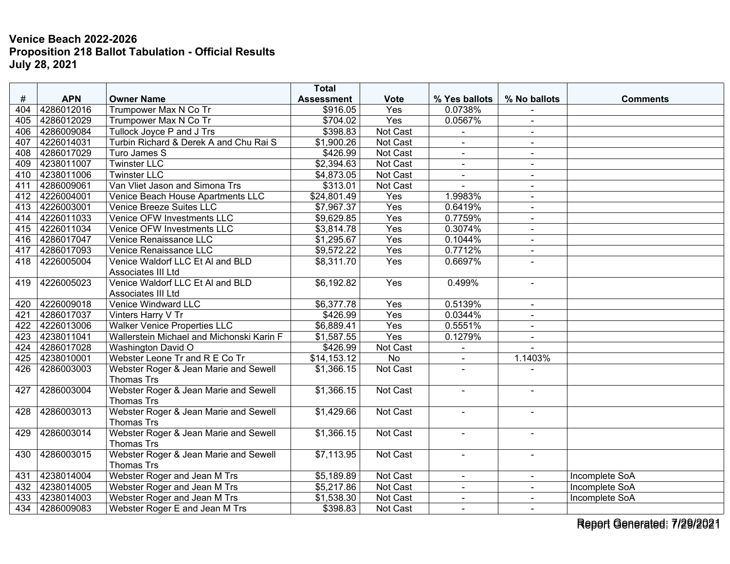**Venice Beach 2022-2026**
**Proposition 218 Ballot Tabulation - Official Results**
**July 28, 2021**

| # | APN | Owner Name | Total Assessment | Vote | % Yes ballots | % No ballots | Comments |
|---|---|---|---|---|---|---|---|
| 404 | 4286012016 | Trumpower Max N Co Tr | $916.05 | Yes | 0.0738% | - | |
| 405 | 4286012029 | Trumpower Max N Co Tr | $704.02 | Yes | 0.0567% | - | |
| 406 | 4286009084 | Tullock Joyce P and J Trs | $398.83 | Not Cast | - | - | |
| 407 | 4226014031 | Turbin Richard & Derek A and Chu Rai S | $1,900.26 | Not Cast | - | - | |
| 408 | 4286017029 | Turo James S | $426.99 | Not Cast | - | - | |
| 409 | 4238011007 | Twinster LLC | $2,394.63 | Not Cast | - | - | |
| 410 | 4238011006 | Twinster LLC | $4,873.05 | Not Cast | - | - | |
| 411 | 4286009061 | Van Vliet Jason and Simona Trs | $313.01 | Not Cast | - | - | |
| 412 | 4226004001 | Venice Beach House Apartments LLC | $24,801.49 | Yes | 1.9983% | - | |
| 413 | 4226003001 | Venice Breeze Suites LLC | $7,967.37 | Yes | 0.6419% | - | |
| 414 | 4226011033 | Venice OFW Investments LLC | $9,629.85 | Yes | 0.7759% | - | |
| 415 | 4226011034 | Venice OFW Investments LLC | $3,814.78 | Yes | 0.3074% | - | |
| 416 | 4286017047 | Venice Renaissance LLC | $1,295.67 | Yes | 0.1044% | - | |
| 417 | 4286017093 | Venice Renaissance LLC | $9,572.22 | Yes | 0.7712% | - | |
| 418 | 4226005004 | Venice Waldorf LLC Et Al and BLD Associates III Ltd | $8,311.70 | Yes | 0.6697% | - | |
| 419 | 4226005023 | Venice Waldorf LLC Et Al and BLD Associates III Ltd | $6,192.82 | Yes | 0.499% | - | |
| 420 | 4226009018 | Venice Windward LLC | $6,377.78 | Yes | 0.5139% | - | |
| 421 | 4286017037 | Vinters Harry V Tr | $426.99 | Yes | 0.0344% | - | |
| 422 | 4226013006 | Walker Venice Properties LLC | $6,889.41 | Yes | 0.5551% | - | |
| 423 | 4238011041 | Wallerstein Michael and Michonski Karin F | $1,587.55 | Yes | 0.1279% | - | |
| 424 | 4286017028 | Washington David O | $426.99 | Not Cast | - | - | |
| 425 | 4238010001 | Webster Leone Tr and R E Co Tr | $14,153.12 | No | - | 1.1403% | |
| 426 | 4286003003 | Webster Roger & Jean Marie and Sewell Thomas Trs | $1,366.15 | Not Cast | - | - | |
| 427 | 4286003004 | Webster Roger & Jean Marie and Sewell Thomas Trs | $1,366.15 | Not Cast | - | - | |
| 428 | 4286003013 | Webster Roger & Jean Marie and Sewell Thomas Trs | $1,429.66 | Not Cast | - | - | |
| 429 | 4286003014 | Webster Roger & Jean Marie and Sewell Thomas Trs | $1,366.15 | Not Cast | - | - | |
| 430 | 4286003015 | Webster Roger & Jean Marie and Sewell Thomas Trs | $7,113.95 | Not Cast | - | - | |
| 431 | 4238014004 | Webster Roger and Jean M Trs | $5,189.89 | Not Cast | - | - | Incomplete SoA |
| 432 | 4238014005 | Webster Roger and Jean M Trs | $5,217.86 | Not Cast | - | - | Incomplete SoA |
| 433 | 4238014003 | Webster Roger and Jean M Trs | $1,538.30 | Not Cast | - | - | Incomplete SoA |
| 434 | 4286009083 | Webster Roger E and Jean M Trs | $398.83 | Not Cast | - | - | |

Report Generated: 7/29/2021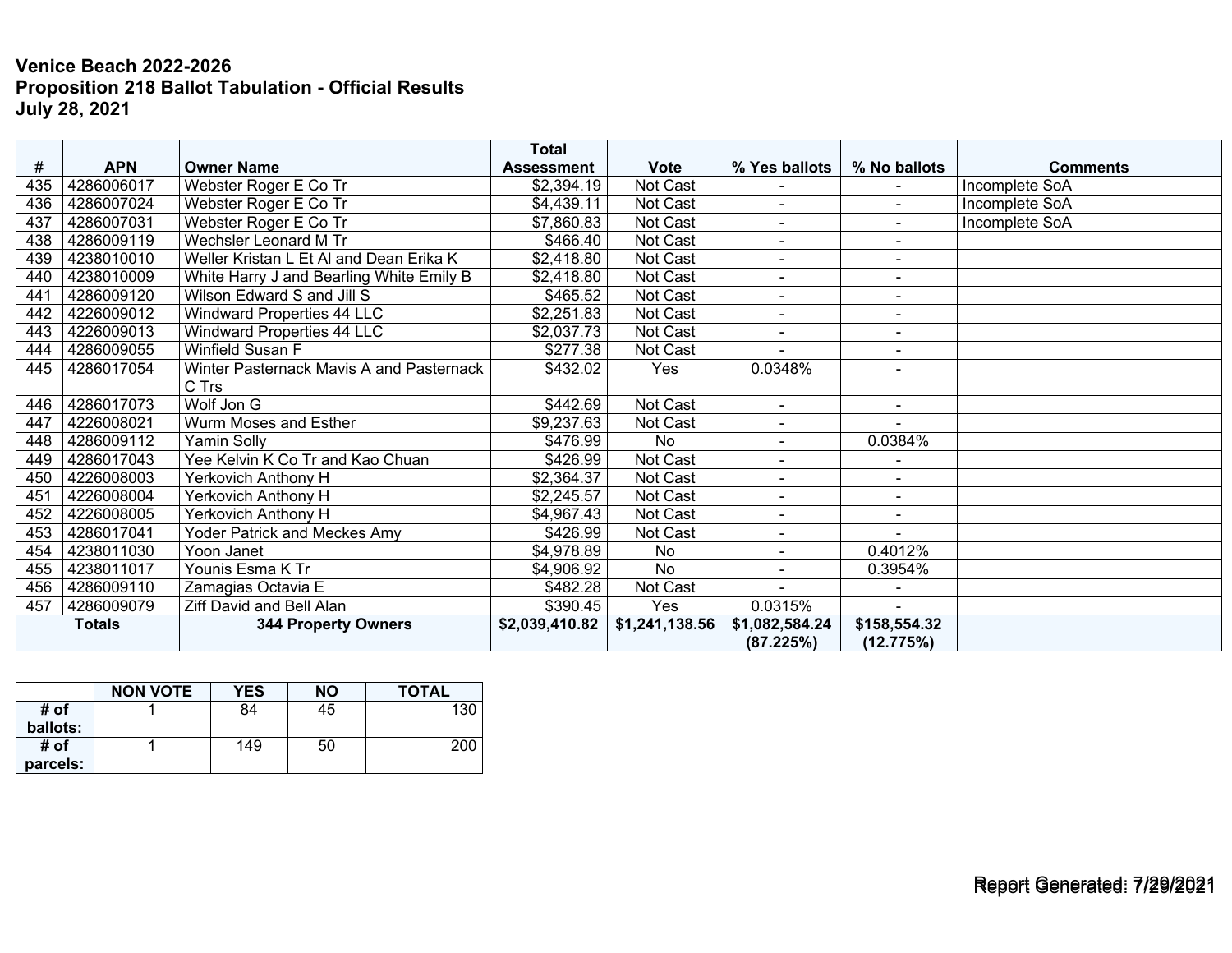**Venice Beach 2022-2026**
**Proposition 218 Ballot Tabulation - Official Results**
**July 28, 2021**

| # | APN | Owner Name | Total Assessment | Vote | % Yes ballots | % No ballots | Comments |
|---|---|---|---|---|---|---|---|
| 435 | 4286006017 | Webster Roger E Co Tr | $2,394.19 | Not Cast | - | - | Incomplete SoA |
| 436 | 4286007024 | Webster Roger E Co Tr | $4,439.11 | Not Cast | - | - | Incomplete SoA |
| 437 | 4286007031 | Webster Roger E Co Tr | $7,860.83 | Not Cast | - | - | Incomplete SoA |
| 438 | 4286009119 | Wechsler Leonard M Tr | $466.40 | Not Cast | - | - | |
| 439 | 4238010010 | Weller Kristan L Et Al and Dean Erika K | $2,418.80 | Not Cast | - | - | |
| 440 | 4238010009 | White Harry J and Bearling White Emily B | $2,418.80 | Not Cast | - | - | |
| 441 | 4286009120 | Wilson Edward S and Jill S | $465.52 | Not Cast | - | - | |
| 442 | 4226009012 | Windward Properties 44 LLC | $2,251.83 | Not Cast | - | - | |
| 443 | 4226009013 | Windward Properties 44 LLC | $2,037.73 | Not Cast | - | - | |
| 444 | 4286009055 | Winfield Susan F | $277.38 | Not Cast | - | - | |
| 445 | 4286017054 | Winter Pasternack Mavis A and Pasternack C Trs | $432.02 | Yes | 0.0348% | - | |
| 446 | 4286017073 | Wolf Jon G | $442.69 | Not Cast | - | - | |
| 447 | 4226008021 | Wurm Moses and Esther | $9,237.63 | Not Cast | - | - | |
| 448 | 4286009112 | Yamin Solly | $476.99 | No | - | 0.0384% | |
| 449 | 4286017043 | Yee Kelvin K Co Tr and Kao Chuan | $426.99 | Not Cast | - | - | |
| 450 | 4226008003 | Yerkovich Anthony H | $2,364.37 | Not Cast | - | - | |
| 451 | 4226008004 | Yerkovich Anthony H | $2,245.57 | Not Cast | - | - | |
| 452 | 4226008005 | Yerkovich Anthony H | $4,967.43 | Not Cast | - | - | |
| 453 | 4286017041 | Yoder Patrick and Meckes Amy | $426.99 | Not Cast | - | - | |
| 454 | 4238011030 | Yoon Janet | $4,978.89 | No | - | 0.4012% | |
| 455 | 4238011017 | Younis Esma K Tr | $4,906.92 | No | - | 0.3954% | |
| 456 | 4286009110 | Zamagias Octavia E | $482.28 | Not Cast | - | - | |
| 457 | 4286009079 | Ziff David and Bell Alan | $390.45 | Yes | 0.0315% | - | |
| **Totals** | | **344 Property Owners** | **$2,039,410.82** | **$1,241,138.56** | **$1,082,584.24 (87.225%)** | **$158,554.32 (12.775%)** | |

| | NON VOTE | YES | NO | TOTAL |
|---|---|---|---|---|
| **# of ballots:** | 1 | 84 | 45 | 130 |
| **# of parcels:** | 1 | 149 | 50 | 200 |

Report Generated: 7/29/2021